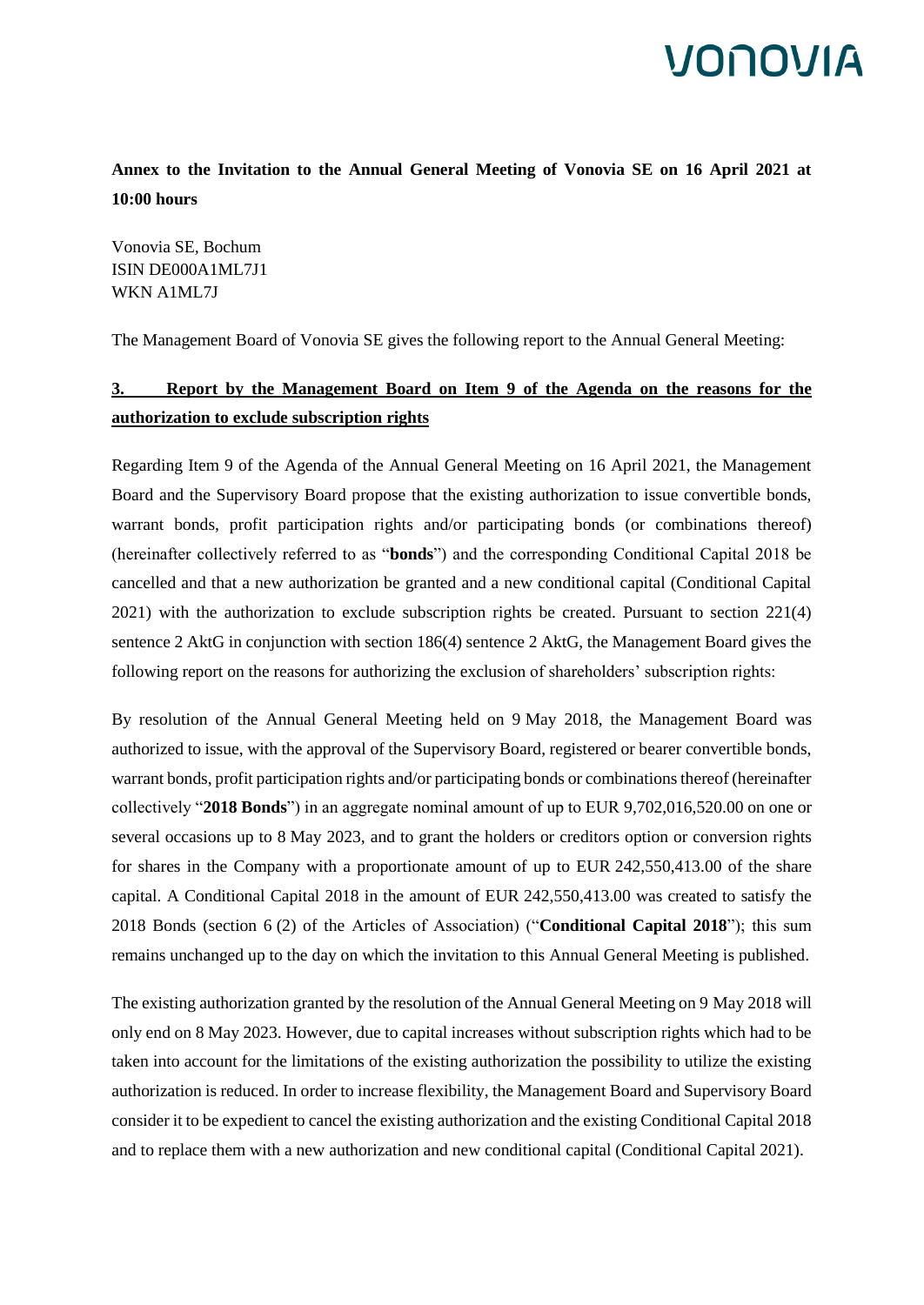**Annex to the Invitation to the Annual General Meeting of Vonovia SE on 16 April 2021 at 10:00 hours**

Vonovia SE, Bochum
ISIN DE000A1ML7J1
WKN A1ML7J

The Management Board of Vonovia SE gives the following report to the Annual General Meeting:

## 3. Report by the Management Board on Item 9 of the Agenda on the reasons for the authorization to exclude subscription rights

Regarding Item 9 of the Agenda of the Annual General Meeting on 16 April 2021, the Management Board and the Supervisory Board propose that the existing authorization to issue convertible bonds, warrant bonds, profit participation rights and/or participating bonds (or combinations thereof) (hereinafter collectively referred to as "**bonds**") and the corresponding Conditional Capital 2018 be cancelled and that a new authorization be granted and a new conditional capital (Conditional Capital 2021) with the authorization to exclude subscription rights be created. Pursuant to section 221(4) sentence 2 AktG in conjunction with section 186(4) sentence 2 AktG, the Management Board gives the following report on the reasons for authorizing the exclusion of shareholders' subscription rights:

By resolution of the Annual General Meeting held on 9 May 2018, the Management Board was authorized to issue, with the approval of the Supervisory Board, registered or bearer convertible bonds, warrant bonds, profit participation rights and/or participating bonds or combinations thereof (hereinafter collectively "**2018 Bonds**") in an aggregate nominal amount of up to EUR 9,702,016,520.00 on one or several occasions up to 8 May 2023, and to grant the holders or creditors option or conversion rights for shares in the Company with a proportionate amount of up to EUR 242,550,413.00 of the share capital. A Conditional Capital 2018 in the amount of EUR 242,550,413.00 was created to satisfy the 2018 Bonds (section 6 (2) of the Articles of Association) ("**Conditional Capital 2018**"); this sum remains unchanged up to the day on which the invitation to this Annual General Meeting is published.

The existing authorization granted by the resolution of the Annual General Meeting on 9 May 2018 will only end on 8 May 2023. However, due to capital increases without subscription rights which had to be taken into account for the limitations of the existing authorization the possibility to utilize the existing authorization is reduced. In order to increase flexibility, the Management Board and Supervisory Board consider it to be expedient to cancel the existing authorization and the existing Conditional Capital 2018 and to replace them with a new authorization and new conditional capital (Conditional Capital 2021).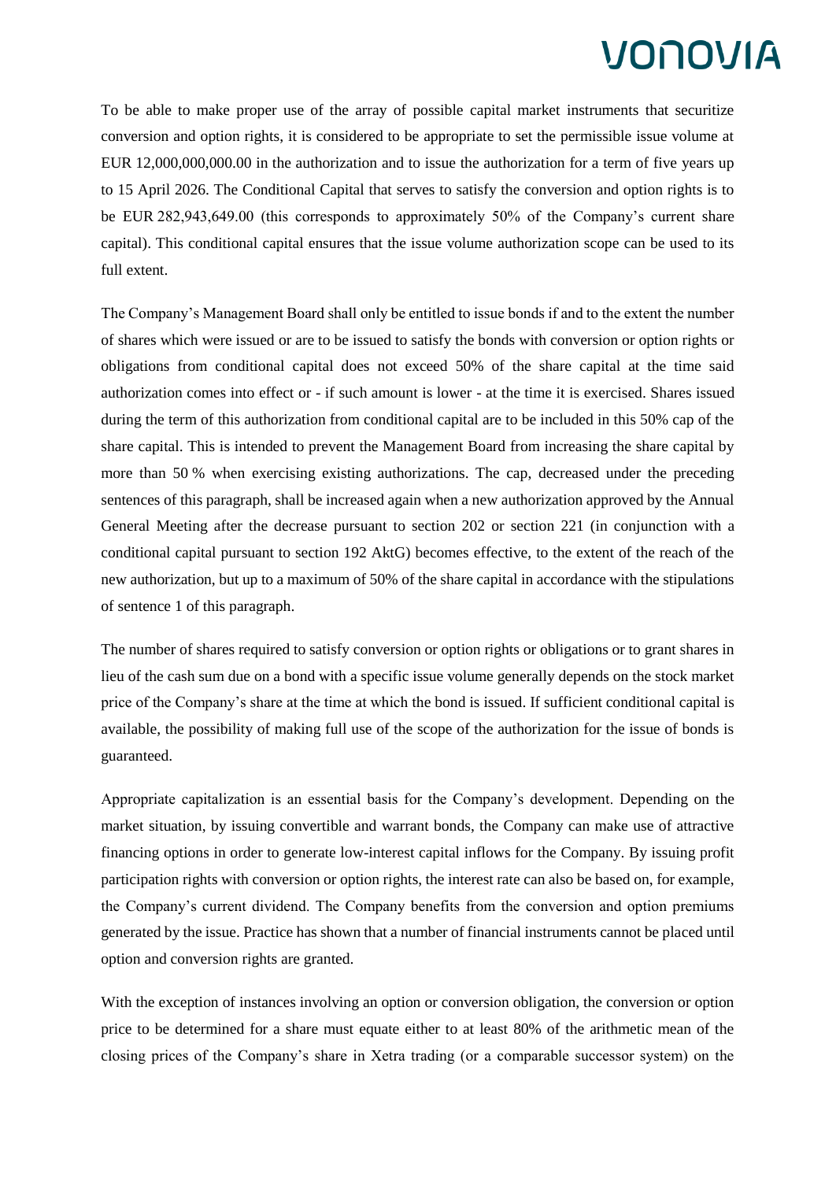To be able to make proper use of the array of possible capital market instruments that securitize conversion and option rights, it is considered to be appropriate to set the permissible issue volume at EUR 12,000,000,000.00 in the authorization and to issue the authorization for a term of five years up to 15 April 2026. The Conditional Capital that serves to satisfy the conversion and option rights is to be EUR 282,943,649.00 (this corresponds to approximately 50% of the Company's current share capital). This conditional capital ensures that the issue volume authorization scope can be used to its full extent.

The Company's Management Board shall only be entitled to issue bonds if and to the extent the number of shares which were issued or are to be issued to satisfy the bonds with conversion or option rights or obligations from conditional capital does not exceed 50% of the share capital at the time said authorization comes into effect or - if such amount is lower - at the time it is exercised. Shares issued during the term of this authorization from conditional capital are to be included in this 50% cap of the share capital. This is intended to prevent the Management Board from increasing the share capital by more than 50 % when exercising existing authorizations. The cap, decreased under the preceding sentences of this paragraph, shall be increased again when a new authorization approved by the Annual General Meeting after the decrease pursuant to section 202 or section 221 (in conjunction with a conditional capital pursuant to section 192 AktG) becomes effective, to the extent of the reach of the new authorization, but up to a maximum of 50% of the share capital in accordance with the stipulations of sentence 1 of this paragraph.

The number of shares required to satisfy conversion or option rights or obligations or to grant shares in lieu of the cash sum due on a bond with a specific issue volume generally depends on the stock market price of the Company's share at the time at which the bond is issued. If sufficient conditional capital is available, the possibility of making full use of the scope of the authorization for the issue of bonds is guaranteed.

Appropriate capitalization is an essential basis for the Company's development. Depending on the market situation, by issuing convertible and warrant bonds, the Company can make use of attractive financing options in order to generate low-interest capital inflows for the Company. By issuing profit participation rights with conversion or option rights, the interest rate can also be based on, for example, the Company's current dividend. The Company benefits from the conversion and option premiums generated by the issue. Practice has shown that a number of financial instruments cannot be placed until option and conversion rights are granted.

With the exception of instances involving an option or conversion obligation, the conversion or option price to be determined for a share must equate either to at least 80% of the arithmetic mean of the closing prices of the Company's share in Xetra trading (or a comparable successor system) on the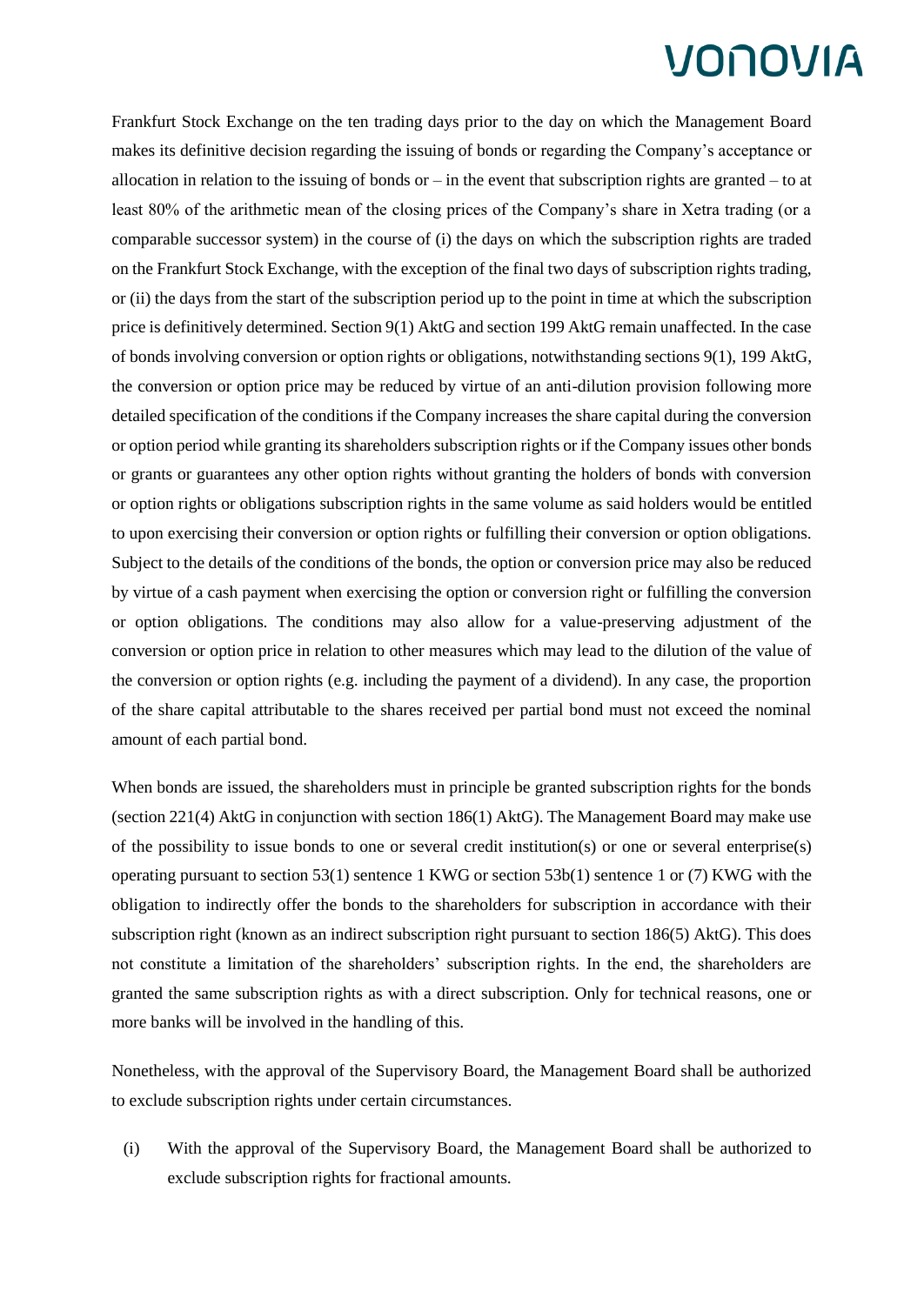Frankfurt Stock Exchange on the ten trading days prior to the day on which the Management Board makes its definitive decision regarding the issuing of bonds or regarding the Company's acceptance or allocation in relation to the issuing of bonds or – in the event that subscription rights are granted – to at least 80% of the arithmetic mean of the closing prices of the Company's share in Xetra trading (or a comparable successor system) in the course of (i) the days on which the subscription rights are traded on the Frankfurt Stock Exchange, with the exception of the final two days of subscription rights trading, or (ii) the days from the start of the subscription period up to the point in time at which the subscription price is definitively determined. Section 9(1) AktG and section 199 AktG remain unaffected. In the case of bonds involving conversion or option rights or obligations, notwithstanding sections 9(1), 199 AktG, the conversion or option price may be reduced by virtue of an anti-dilution provision following more detailed specification of the conditions if the Company increases the share capital during the conversion or option period while granting its shareholders subscription rights or if the Company issues other bonds or grants or guarantees any other option rights without granting the holders of bonds with conversion or option rights or obligations subscription rights in the same volume as said holders would be entitled to upon exercising their conversion or option rights or fulfilling their conversion or option obligations. Subject to the details of the conditions of the bonds, the option or conversion price may also be reduced by virtue of a cash payment when exercising the option or conversion right or fulfilling the conversion or option obligations. The conditions may also allow for a value-preserving adjustment of the conversion or option price in relation to other measures which may lead to the dilution of the value of the conversion or option rights (e.g. including the payment of a dividend). In any case, the proportion of the share capital attributable to the shares received per partial bond must not exceed the nominal amount of each partial bond.

When bonds are issued, the shareholders must in principle be granted subscription rights for the bonds (section 221(4) AktG in conjunction with section 186(1) AktG). The Management Board may make use of the possibility to issue bonds to one or several credit institution(s) or one or several enterprise(s) operating pursuant to section 53(1) sentence 1 KWG or section 53b(1) sentence 1 or (7) KWG with the obligation to indirectly offer the bonds to the shareholders for subscription in accordance with their subscription right (known as an indirect subscription right pursuant to section 186(5) AktG). This does not constitute a limitation of the shareholders' subscription rights. In the end, the shareholders are granted the same subscription rights as with a direct subscription. Only for technical reasons, one or more banks will be involved in the handling of this.

Nonetheless, with the approval of the Supervisory Board, the Management Board shall be authorized to exclude subscription rights under certain circumstances.

(i) With the approval of the Supervisory Board, the Management Board shall be authorized to exclude subscription rights for fractional amounts.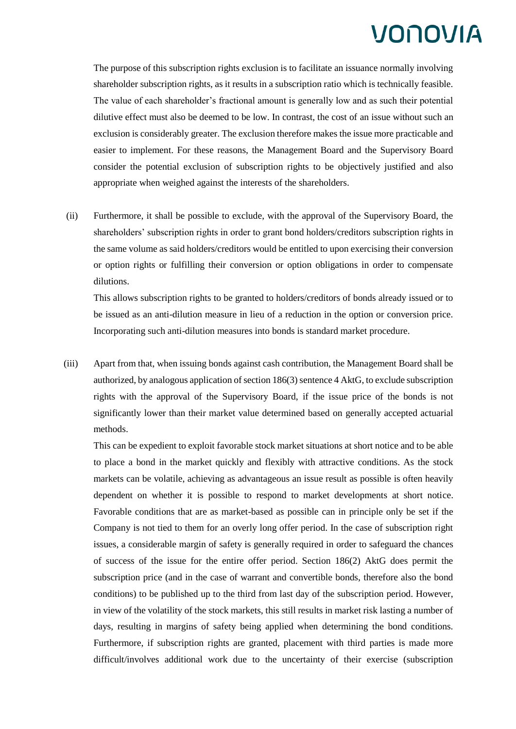The purpose of this subscription rights exclusion is to facilitate an issuance normally involving shareholder subscription rights, as it results in a subscription ratio which is technically feasible. The value of each shareholder's fractional amount is generally low and as such their potential dilutive effect must also be deemed to be low. In contrast, the cost of an issue without such an exclusion is considerably greater. The exclusion therefore makes the issue more practicable and easier to implement. For these reasons, the Management Board and the Supervisory Board consider the potential exclusion of subscription rights to be objectively justified and also appropriate when weighed against the interests of the shareholders.

(ii) Furthermore, it shall be possible to exclude, with the approval of the Supervisory Board, the shareholders' subscription rights in order to grant bond holders/creditors subscription rights in the same volume as said holders/creditors would be entitled to upon exercising their conversion or option rights or fulfilling their conversion or option obligations in order to compensate dilutions.

This allows subscription rights to be granted to holders/creditors of bonds already issued or to be issued as an anti-dilution measure in lieu of a reduction in the option or conversion price. Incorporating such anti-dilution measures into bonds is standard market procedure.

(iii) Apart from that, when issuing bonds against cash contribution, the Management Board shall be authorized, by analogous application of section 186(3) sentence 4 AktG, to exclude subscription rights with the approval of the Supervisory Board, if the issue price of the bonds is not significantly lower than their market value determined based on generally accepted actuarial methods.

This can be expedient to exploit favorable stock market situations at short notice and to be able to place a bond in the market quickly and flexibly with attractive conditions. As the stock markets can be volatile, achieving as advantageous an issue result as possible is often heavily dependent on whether it is possible to respond to market developments at short notice. Favorable conditions that are as market-based as possible can in principle only be set if the Company is not tied to them for an overly long offer period. In the case of subscription right issues, a considerable margin of safety is generally required in order to safeguard the chances of success of the issue for the entire offer period. Section 186(2) AktG does permit the subscription price (and in the case of warrant and convertible bonds, therefore also the bond conditions) to be published up to the third from last day of the subscription period. However, in view of the volatility of the stock markets, this still results in market risk lasting a number of days, resulting in margins of safety being applied when determining the bond conditions. Furthermore, if subscription rights are granted, placement with third parties is made more difficult/involves additional work due to the uncertainty of their exercise (subscription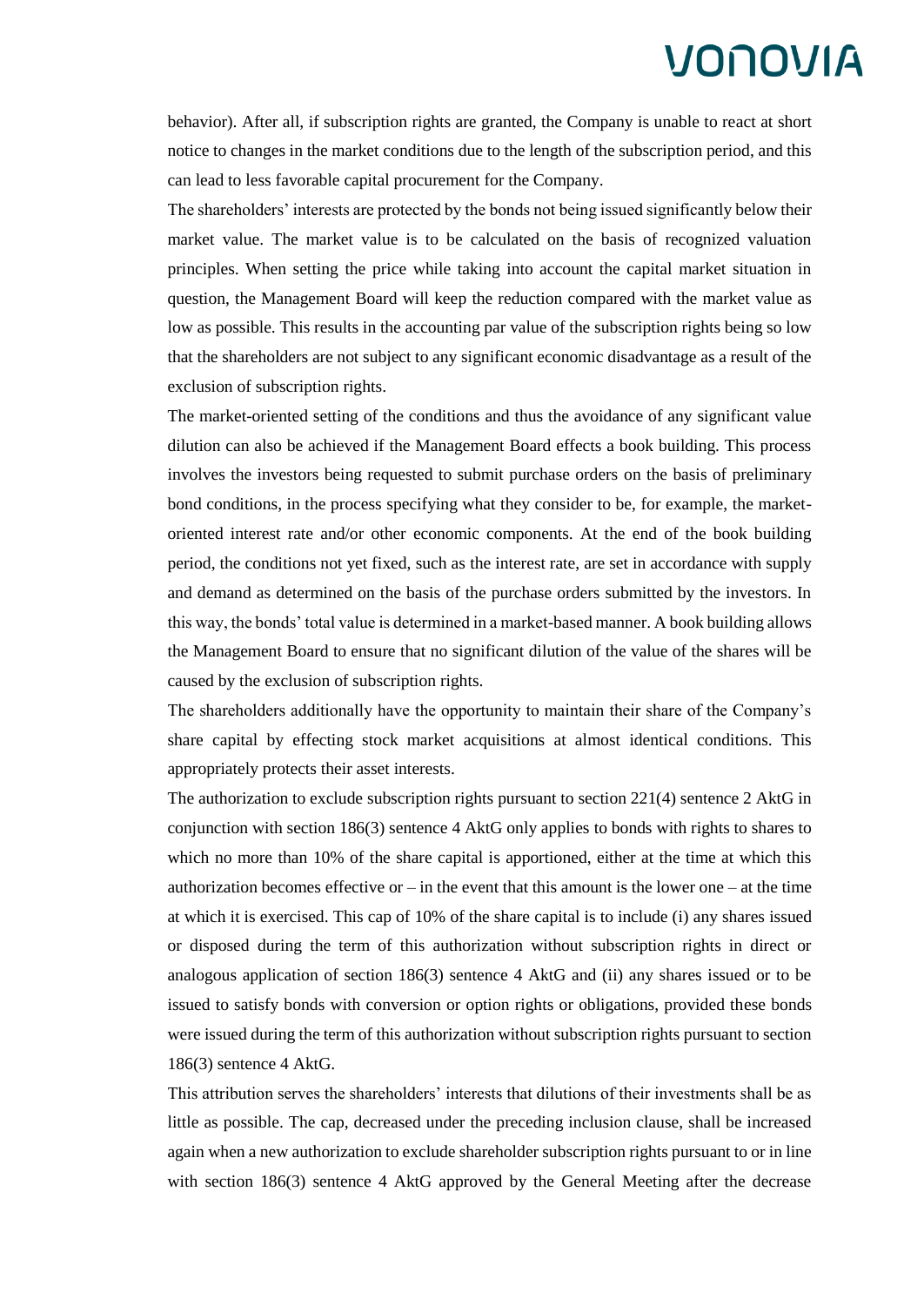behavior). After all, if subscription rights are granted, the Company is unable to react at short notice to changes in the market conditions due to the length of the subscription period, and this can lead to less favorable capital procurement for the Company.

The shareholders' interests are protected by the bonds not being issued significantly below their market value. The market value is to be calculated on the basis of recognized valuation principles. When setting the price while taking into account the capital market situation in question, the Management Board will keep the reduction compared with the market value as low as possible. This results in the accounting par value of the subscription rights being so low that the shareholders are not subject to any significant economic disadvantage as a result of the exclusion of subscription rights.

The market-oriented setting of the conditions and thus the avoidance of any significant value dilution can also be achieved if the Management Board effects a book building. This process involves the investors being requested to submit purchase orders on the basis of preliminary bond conditions, in the process specifying what they consider to be, for example, the market-oriented interest rate and/or other economic components. At the end of the book building period, the conditions not yet fixed, such as the interest rate, are set in accordance with supply and demand as determined on the basis of the purchase orders submitted by the investors. In this way, the bonds' total value is determined in a market-based manner. A book building allows the Management Board to ensure that no significant dilution of the value of the shares will be caused by the exclusion of subscription rights.

The shareholders additionally have the opportunity to maintain their share of the Company's share capital by effecting stock market acquisitions at almost identical conditions. This appropriately protects their asset interests.

The authorization to exclude subscription rights pursuant to section 221(4) sentence 2 AktG in conjunction with section 186(3) sentence 4 AktG only applies to bonds with rights to shares to which no more than 10% of the share capital is apportioned, either at the time at which this authorization becomes effective or – in the event that this amount is the lower one – at the time at which it is exercised. This cap of 10% of the share capital is to include (i) any shares issued or disposed during the term of this authorization without subscription rights in direct or analogous application of section 186(3) sentence 4 AktG and (ii) any shares issued or to be issued to satisfy bonds with conversion or option rights or obligations, provided these bonds were issued during the term of this authorization without subscription rights pursuant to section 186(3) sentence 4 AktG.

This attribution serves the shareholders' interests that dilutions of their investments shall be as little as possible. The cap, decreased under the preceding inclusion clause, shall be increased again when a new authorization to exclude shareholder subscription rights pursuant to or in line with section 186(3) sentence 4 AktG approved by the General Meeting after the decrease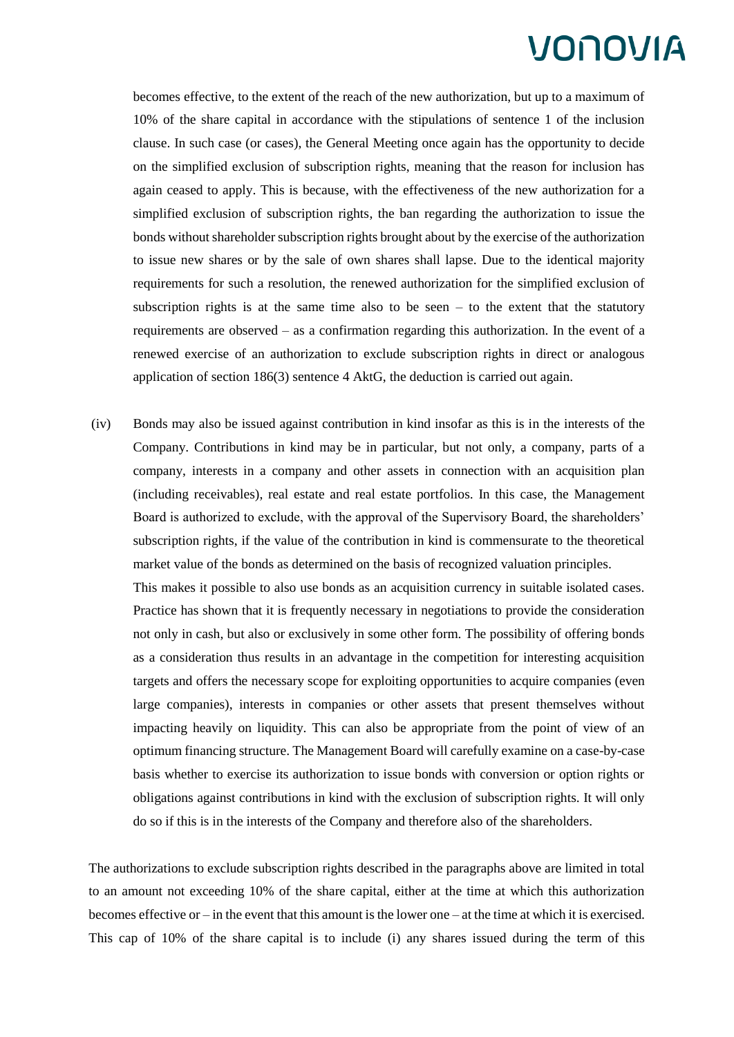becomes effective, to the extent of the reach of the new authorization, but up to a maximum of 10% of the share capital in accordance with the stipulations of sentence 1 of the inclusion clause. In such case (or cases), the General Meeting once again has the opportunity to decide on the simplified exclusion of subscription rights, meaning that the reason for inclusion has again ceased to apply. This is because, with the effectiveness of the new authorization for a simplified exclusion of subscription rights, the ban regarding the authorization to issue the bonds without shareholder subscription rights brought about by the exercise of the authorization to issue new shares or by the sale of own shares shall lapse. Due to the identical majority requirements for such a resolution, the renewed authorization for the simplified exclusion of subscription rights is at the same time also to be seen – to the extent that the statutory requirements are observed – as a confirmation regarding this authorization. In the event of a renewed exercise of an authorization to exclude subscription rights in direct or analogous application of section 186(3) sentence 4 AktG, the deduction is carried out again.

(iv) Bonds may also be issued against contribution in kind insofar as this is in the interests of the Company. Contributions in kind may be in particular, but not only, a company, parts of a company, interests in a company and other assets in connection with an acquisition plan (including receivables), real estate and real estate portfolios. In this case, the Management Board is authorized to exclude, with the approval of the Supervisory Board, the shareholders' subscription rights, if the value of the contribution in kind is commensurate to the theoretical market value of the bonds as determined on the basis of recognized valuation principles.

This makes it possible to also use bonds as an acquisition currency in suitable isolated cases. Practice has shown that it is frequently necessary in negotiations to provide the consideration not only in cash, but also or exclusively in some other form. The possibility of offering bonds as a consideration thus results in an advantage in the competition for interesting acquisition targets and offers the necessary scope for exploiting opportunities to acquire companies (even large companies), interests in companies or other assets that present themselves without impacting heavily on liquidity. This can also be appropriate from the point of view of an optimum financing structure. The Management Board will carefully examine on a case-by-case basis whether to exercise its authorization to issue bonds with conversion or option rights or obligations against contributions in kind with the exclusion of subscription rights. It will only do so if this is in the interests of the Company and therefore also of the shareholders.

The authorizations to exclude subscription rights described in the paragraphs above are limited in total to an amount not exceeding 10% of the share capital, either at the time at which this authorization becomes effective or – in the event that this amount is the lower one – at the time at which it is exercised. This cap of 10% of the share capital is to include (i) any shares issued during the term of this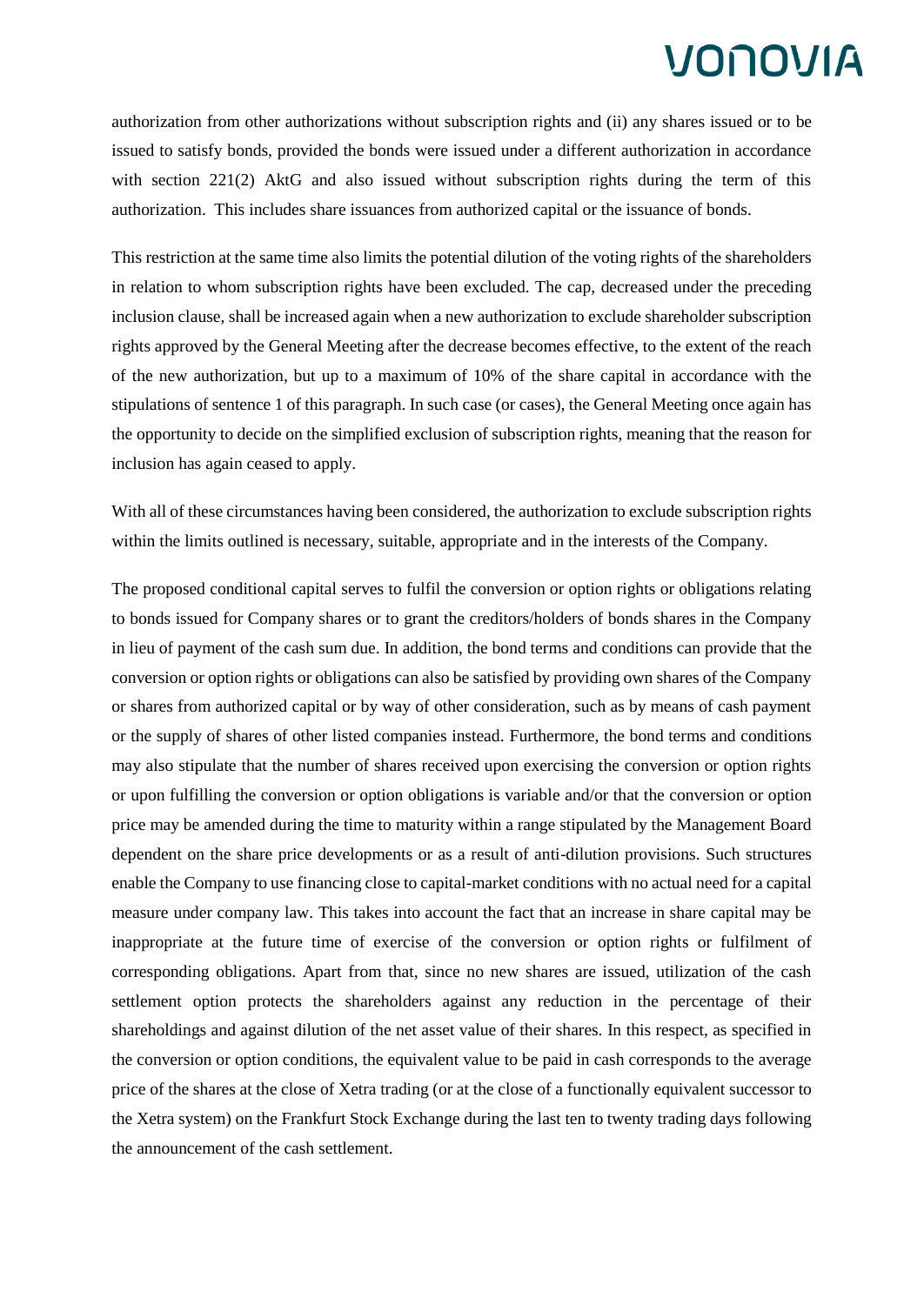authorization from other authorizations without subscription rights and (ii) any shares issued or to be issued to satisfy bonds, provided the bonds were issued under a different authorization in accordance with section 221(2) AktG and also issued without subscription rights during the term of this authorization. This includes share issuances from authorized capital or the issuance of bonds.

This restriction at the same time also limits the potential dilution of the voting rights of the shareholders in relation to whom subscription rights have been excluded. The cap, decreased under the preceding inclusion clause, shall be increased again when a new authorization to exclude shareholder subscription rights approved by the General Meeting after the decrease becomes effective, to the extent of the reach of the new authorization, but up to a maximum of 10% of the share capital in accordance with the stipulations of sentence 1 of this paragraph. In such case (or cases), the General Meeting once again has the opportunity to decide on the simplified exclusion of subscription rights, meaning that the reason for inclusion has again ceased to apply.

With all of these circumstances having been considered, the authorization to exclude subscription rights within the limits outlined is necessary, suitable, appropriate and in the interests of the Company.

The proposed conditional capital serves to fulfil the conversion or option rights or obligations relating to bonds issued for Company shares or to grant the creditors/holders of bonds shares in the Company in lieu of payment of the cash sum due. In addition, the bond terms and conditions can provide that the conversion or option rights or obligations can also be satisfied by providing own shares of the Company or shares from authorized capital or by way of other consideration, such as by means of cash payment or the supply of shares of other listed companies instead. Furthermore, the bond terms and conditions may also stipulate that the number of shares received upon exercising the conversion or option rights or upon fulfilling the conversion or option obligations is variable and/or that the conversion or option price may be amended during the time to maturity within a range stipulated by the Management Board dependent on the share price developments or as a result of anti-dilution provisions. Such structures enable the Company to use financing close to capital-market conditions with no actual need for a capital measure under company law. This takes into account the fact that an increase in share capital may be inappropriate at the future time of exercise of the conversion or option rights or fulfilment of corresponding obligations. Apart from that, since no new shares are issued, utilization of the cash settlement option protects the shareholders against any reduction in the percentage of their shareholdings and against dilution of the net asset value of their shares. In this respect, as specified in the conversion or option conditions, the equivalent value to be paid in cash corresponds to the average price of the shares at the close of Xetra trading (or at the close of a functionally equivalent successor to the Xetra system) on the Frankfurt Stock Exchange during the last ten to twenty trading days following the announcement of the cash settlement.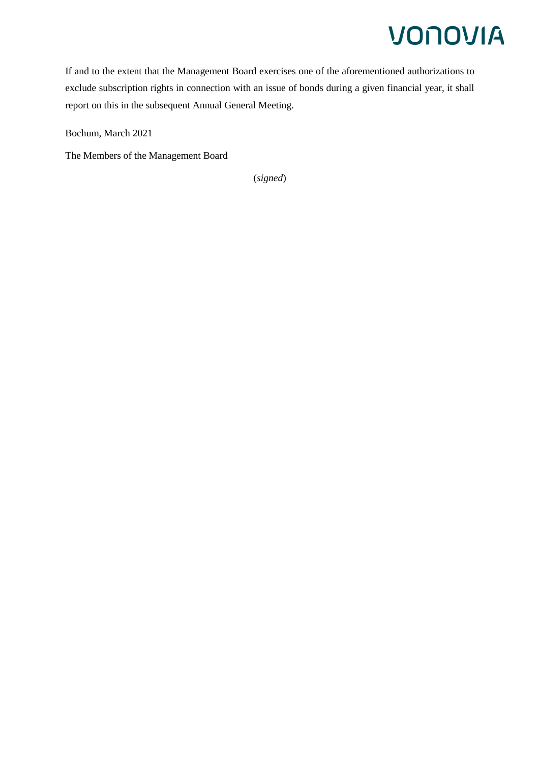If and to the extent that the Management Board exercises one of the aforementioned authorizations to exclude subscription rights in connection with an issue of bonds during a given financial year, it shall report on this in the subsequent Annual General Meeting.

Bochum, March 2021

The Members of the Management Board

(*signed*)